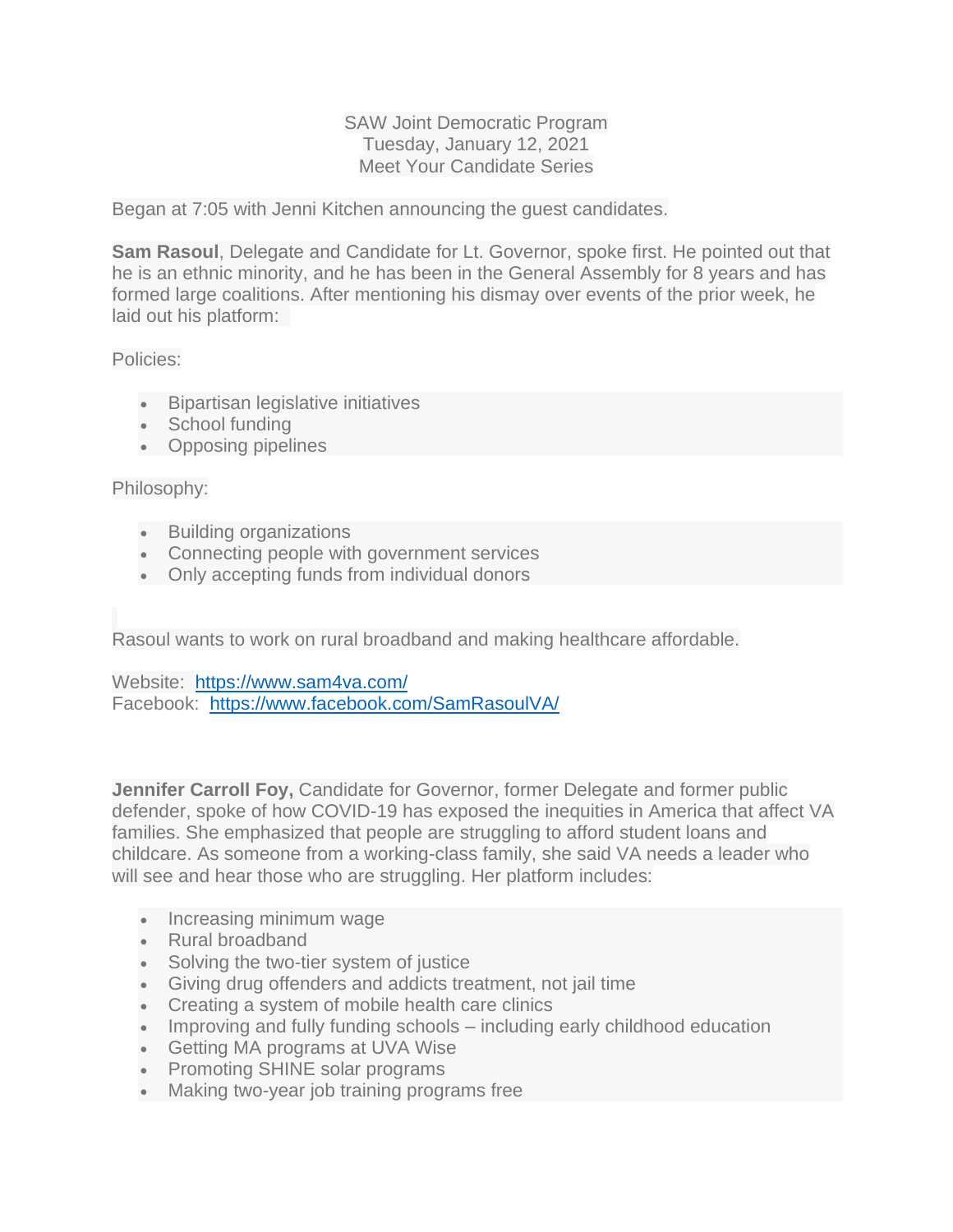SAW Joint Democratic Program
Tuesday, January 12, 2021
Meet Your Candidate Series

Began at 7:05 with Jenni Kitchen announcing the guest candidates.

**Sam Rasoul**, Delegate and Candidate for Lt. Governor, spoke first. He pointed out that he is an ethnic minority, and he has been in the General Assembly for 8 years and has formed large coalitions. After mentioning his dismay over events of the prior week, he laid out his platform:

Policies:

- Bipartisan legislative initiatives
- School funding
- Opposing pipelines

Philosophy:

- Building organizations
- Connecting people with government services
- Only accepting funds from individual donors

Rasoul wants to work on rural broadband and making healthcare affordable.

Website: https://www.sam4va.com/
Facebook: https://www.facebook.com/SamRasoulVA/

**Jennifer Carroll Foy,** Candidate for Governor, former Delegate and former public defender, spoke of how COVID-19 has exposed the inequities in America that affect VA families. She emphasized that people are struggling to afford student loans and childcare. As someone from a working-class family, she said VA needs a leader who will see and hear those who are struggling. Her platform includes:

- Increasing minimum wage
- Rural broadband
- Solving the two-tier system of justice
- Giving drug offenders and addicts treatment, not jail time
- Creating a system of mobile health care clinics
- Improving and fully funding schools – including early childhood education
- Getting MA programs at UVA Wise
- Promoting SHINE solar programs
- Making two-year job training programs free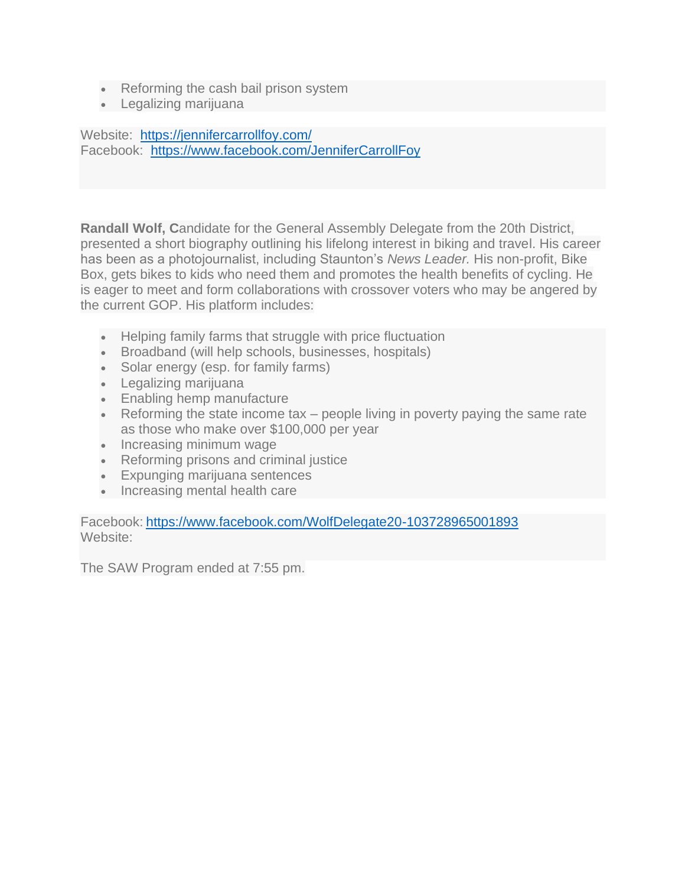- Reforming the cash bail prison system
- Legalizing marijuana

Website: https://jennifercarrollfoy.com/
Facebook: https://www.facebook.com/JenniferCarrollFoy

**Randall Wolf, C**andidate for the General Assembly Delegate from the 20th District, presented a short biography outlining his lifelong interest in biking and travel. His career has been as a photojournalist, including Staunton's *News Leader.* His non-profit, Bike Box, gets bikes to kids who need them and promotes the health benefits of cycling. He is eager to meet and form collaborations with crossover voters who may be angered by the current GOP. His platform includes:

- Helping family farms that struggle with price fluctuation
- Broadband (will help schools, businesses, hospitals)
- Solar energy (esp. for family farms)
- Legalizing marijuana
- Enabling hemp manufacture
- Reforming the state income tax – people living in poverty paying the same rate as those who make over $100,000 per year
- Increasing minimum wage
- Reforming prisons and criminal justice
- Expunging marijuana sentences
- Increasing mental health care

Facebook: https://www.facebook.com/WolfDelegate20-103728965001893
Website:

The SAW Program ended at 7:55 pm.